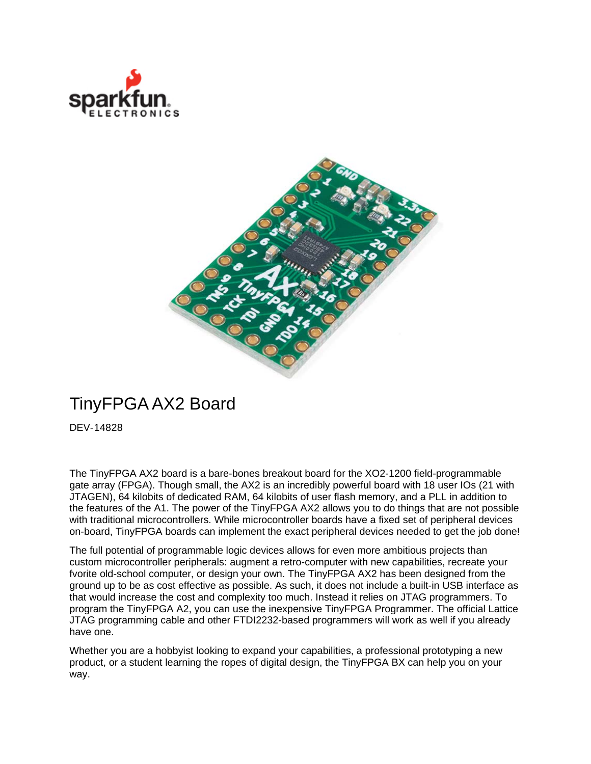# TinyFPGA AX2 Board

DEV-14828

The TinyFPGA AX2 board is a bare-bones breakout board for the XO2-1200 field-programmable gate array (FPGA). Though small, the AX2 is an incredibly powerful board with 18 user IOs (21 with JTAGEN), 64 kilobits of dedicated RAM, 64 kilobits of user flash memory, and a PLL in addition to the features of the A1. The power of the TinyFPGA AX2 allows you to do things that are not possible with traditional microcontrollers. While microcontroller boards have a fixed set of peripheral devices on-board, TinyFPGA boards can implement the exact peripheral devices needed to get the job done!

The full potential of programmable logic devices allows for even more ambitious projects than custom microcontroller peripherals: augment a retro-computer with new capabilities, recreate your fvorite old-school computer, or design your own. The TinyFPGA AX2 has been designed from the ground up to be as cost effective as possible. As such, it does not include a built-in USB interface as that would increase the cost and complexity too much. Instead it relies on JTAG programmers. To program the TinyFPGA A2, you can use the inexpensive TinyFPGA Programmer. The official Lattice JTAG programming cable and other FTDI2232-based programmers will work as well if you already have one.

Whether you are a hobbyist looking to expand your capabilities, a professional prototyping a new product, or a student learning the ropes of digital design, the TinyFPGA BX can help you on your way.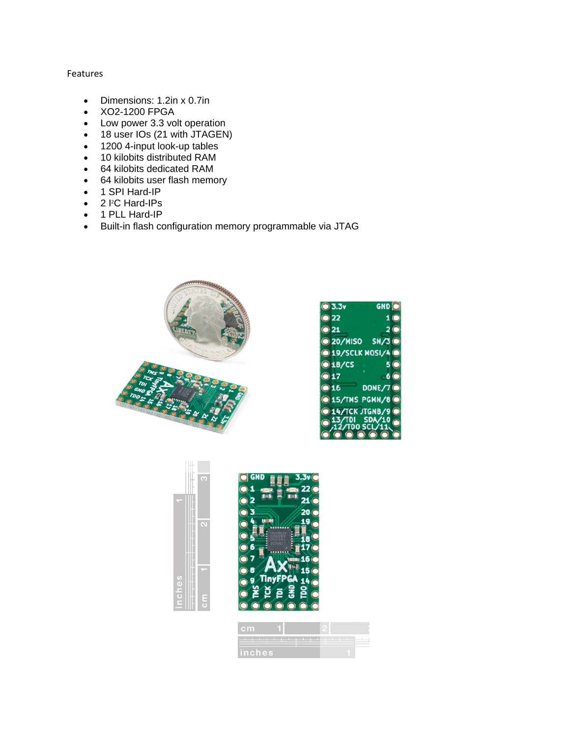Features

- Dimensions: 1.2in x 0.7in
- XO2-1200 FPGA
- Low power 3.3 volt operation
- 18 user IOs (21 with JTAGEN)
- 1200 4-input look-up tables
- 10 kilobits distributed RAM
- 64 kilobits dedicated RAM
- 64 kilobits user flash memory
- 1 SPI Hard-IP
- 2 I²C Hard-IPs
- 1 PLL Hard-IP
- Built-in flash configuration memory programmable via JTAG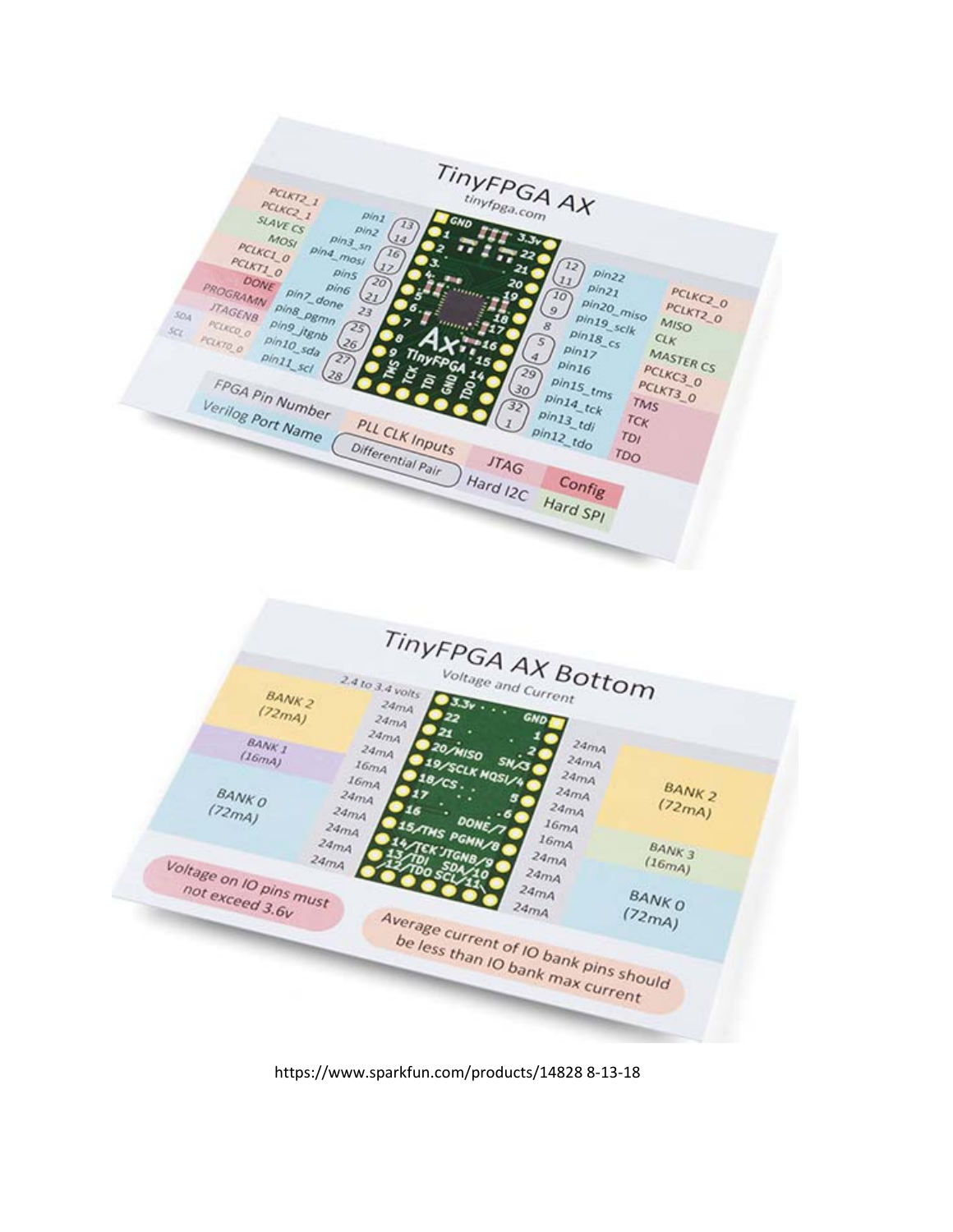TinyFPGA AX

tinyfpga.com

PCLKT2_1
PCLKC2_1
SLAVE CS
MOSI
PCLKC1_0
PCLKT1_0
DONE
PROGRAMN
JTAGENB
SDA PCLKC0_0
SCL PCLKT0_0

pin1 13
pin2 14
pin3_sn 16
pin4_mosi 17
pin5 20
pin6 21
pin7_done 23
pin8_pgmn 25
pin9_jtgnb 26
pin10_sda 27
pin11_scl 28

12 pin22
11 pin21
10 pin20_miso
9 pin19_sclk
8 pin18_cs
5 pin17
4 pin16
29 pin15_tms
30 pin14_tck
32 pin13_tdi
1 pin12_tdo

PCLKC2_0
PCLKT2_0
MISO
CLK
MASTER CS
PCLKC3_0
PCLKT3_0
TMS
TCK
TDI
TDO

FPGA Pin Number
Verilog Port Name
PLL CLK Inputs
Differential Pair
JTAG
Hard I2C
Config
Hard SPI

TinyFPGA AX Bottom

Voltage and Current

2.4 to 3.4 volts

BANK 2 (72mA)
BANK 1 (16mA)
BANK 0 (72mA)

24mA
24mA
24mA
24mA
16mA
16mA
24mA
24mA
24mA
24mA
24mA

24mA
24mA
24mA
24mA
24mA
16mA
16mA
24mA
24mA
24mA
24mA

BANK 2 (72mA)
BANK 3 (16mA)
BANK 0 (72mA)

Voltage on IO pins must not exceed 3.6v

Average current of IO bank pins should be less than IO bank max current

https://www.sparkfun.com/products/14828 8-13-18